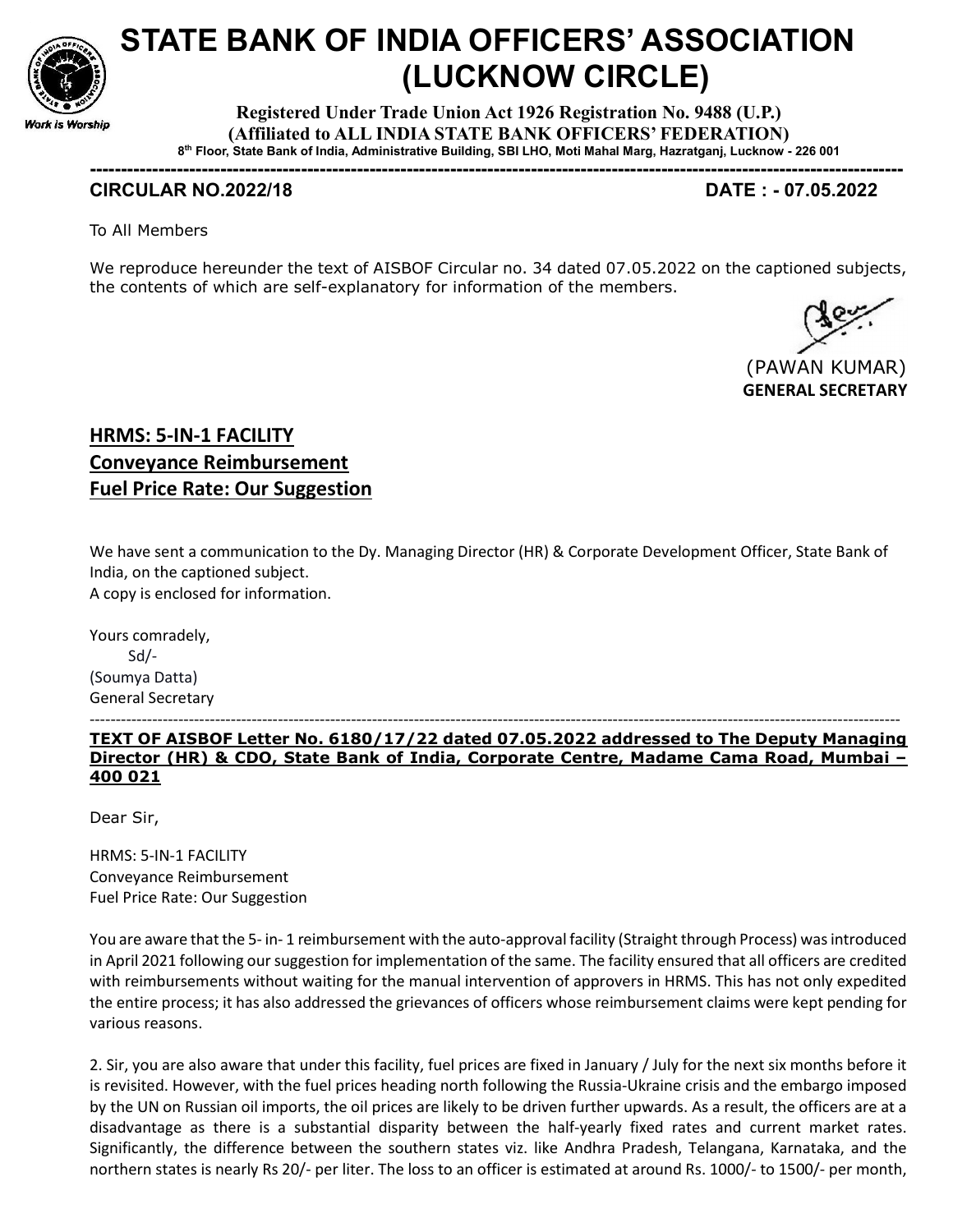# STATE BANK OF INDIA OFFICERS' ASSOCIATION (LUCKNOW CIRCLE)

Work is Worship

**Registered Under Trade Union Act 1926 Registration No. 9488 (U.P.)**
**(Affiliated to ALL INDIA STATE BANK OFFICERS' FEDERATION)**
**8th Floor, State Bank of India, Administrative Building, SBI LHO, Moti Mahal Marg, Hazratganj, Lucknow - 226 001**

---

**CIRCULAR NO.2022/18** **DATE : - 07.05.2022**

To All Members

We reproduce hereunder the text of AISBOF Circular no. 34 dated 07.05.2022 on the captioned subjects, the contents of which are self-explanatory for information of the members.

(PAWAN KUMAR)
**GENERAL SECRETARY**

## HRMS: 5-IN-1 FACILITY
## Conveyance Reimbursement
## Fuel Price Rate: Our Suggestion

We have sent a communication to the Dy. Managing Director (HR) & Corporate Development Officer, State Bank of India, on the captioned subject.
A copy is enclosed for information.

Yours comradely,
Sd/-
(Soumya Datta)
General Secretary

---

**TEXT OF AISBOF Letter No. 6180/17/22 dated 07.05.2022 addressed to The Deputy Managing Director (HR) & CDO, State Bank of India, Corporate Centre, Madame Cama Road, Mumbai – 400 021**

Dear Sir,

HRMS: 5-IN-1 FACILITY
Conveyance Reimbursement
Fuel Price Rate: Our Suggestion

You are aware that the 5- in- 1 reimbursement with the auto-approval facility (Straight through Process) was introduced in April 2021 following our suggestion for implementation of the same. The facility ensured that all officers are credited with reimbursements without waiting for the manual intervention of approvers in HRMS. This has not only expedited the entire process; it has also addressed the grievances of officers whose reimbursement claims were kept pending for various reasons.

2. Sir, you are also aware that under this facility, fuel prices are fixed in January / July for the next six months before it is revisited. However, with the fuel prices heading north following the Russia-Ukraine crisis and the embargo imposed by the UN on Russian oil imports, the oil prices are likely to be driven further upwards. As a result, the officers are at a disadvantage as there is a substantial disparity between the half-yearly fixed rates and current market rates. Significantly, the difference between the southern states viz. like Andhra Pradesh, Telangana, Karnataka, and the northern states is nearly Rs 20/- per liter. The loss to an officer is estimated at around Rs. 1000/- to 1500/- per month,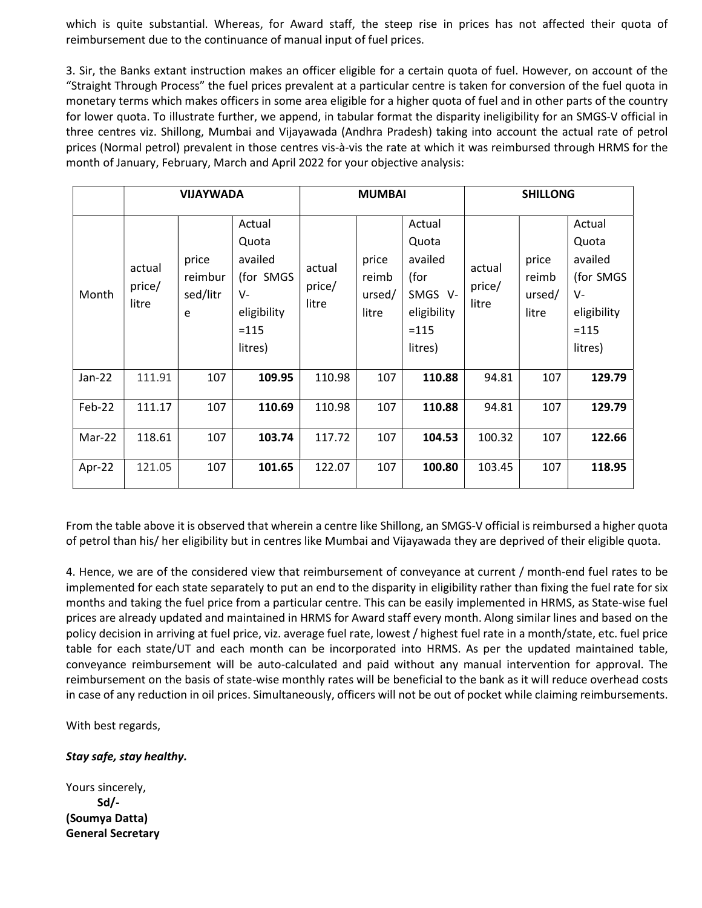which is quite substantial. Whereas, for Award staff, the steep rise in prices has not affected their quota of reimbursement due to the continuance of manual input of fuel prices.

3. Sir, the Banks extant instruction makes an officer eligible for a certain quota of fuel. However, on account of the "Straight Through Process" the fuel prices prevalent at a particular centre is taken for conversion of the fuel quota in monetary terms which makes officers in some area eligible for a higher quota of fuel and in other parts of the country for lower quota. To illustrate further, we append, in tabular format the disparity ineligibility for an SMGS-V official in three centres viz. Shillong, Mumbai and Vijayawada (Andhra Pradesh) taking into account the actual rate of petrol prices (Normal petrol) prevalent in those centres vis-à-vis the rate at which it was reimbursed through HRMS for the month of January, February, March and April 2022 for your objective analysis:

| | VIJAYWADA | | | MUMBAI | | | SHILLONG | | |
|---|---|---|---|---|---|---|---|---|---|
| Month | actual price/ litre | price reimbursed/litre | Actual Quota availed (for SMGS V-eligibility =115 litres) | actual price/ litre | price reimbursed/ litre | Actual Quota availed (for SMGS V-eligibility =115 litres) | actual price/ litre | price reimbursed/ litre | Actual Quota availed (for SMGS V-eligibility =115 litres) |
| Jan-22 | 111.91 | 107 | **109.95** | 110.98 | 107 | **110.88** | 94.81 | 107 | **129.79** |
| Feb-22 | 111.17 | 107 | **110.69** | 110.98 | 107 | **110.88** | 94.81 | 107 | **129.79** |
| Mar-22 | 118.61 | 107 | **103.74** | 117.72 | 107 | **104.53** | 100.32 | 107 | **122.66** |
| Apr-22 | 121.05 | 107 | **101.65** | 122.07 | 107 | **100.80** | 103.45 | 107 | **118.95** |

From the table above it is observed that wherein a centre like Shillong, an SMGS-V official is reimbursed a higher quota of petrol than his/ her eligibility but in centres like Mumbai and Vijayawada they are deprived of their eligible quota.

4. Hence, we are of the considered view that reimbursement of conveyance at current / month-end fuel rates to be implemented for each state separately to put an end to the disparity in eligibility rather than fixing the fuel rate for six months and taking the fuel price from a particular centre. This can be easily implemented in HRMS, as State-wise fuel prices are already updated and maintained in HRMS for Award staff every month. Along similar lines and based on the policy decision in arriving at fuel price, viz. average fuel rate, lowest / highest fuel rate in a month/state, etc. fuel price table for each state/UT and each month can be incorporated into HRMS. As per the updated maintained table, conveyance reimbursement will be auto-calculated and paid without any manual intervention for approval. The reimbursement on the basis of state-wise monthly rates will be beneficial to the bank as it will reduce overhead costs in case of any reduction in oil prices. Simultaneously, officers will not be out of pocket while claiming reimbursements.

With best regards,

***Stay safe, stay healthy.***

Yours sincerely,

**Sd/-**

**(Soumya Datta)**

**General Secretary**